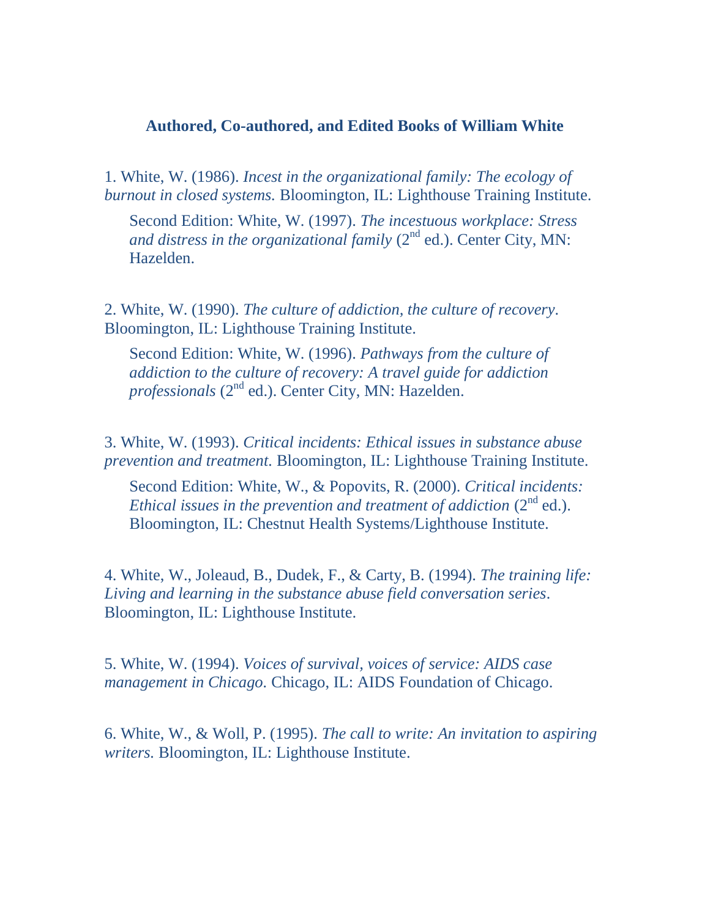# Authored, Co-authored, and Edited Books of William White

1. White, W. (1986). *Incest in the organizational family: The ecology of burnout in closed systems.* Bloomington, IL: Lighthouse Training Institute.

    Second Edition: White, W. (1997). *The incestuous workplace: Stress and distress in the organizational family* (2nd ed.). Center City, MN: Hazelden.

2. White, W. (1990). *The culture of addiction, the culture of recovery*. Bloomington, IL: Lighthouse Training Institute.

    Second Edition: White, W. (1996). *Pathways from the culture of addiction to the culture of recovery: A travel guide for addiction professionals* (2nd ed.). Center City, MN: Hazelden.

3. White, W. (1993). *Critical incidents: Ethical issues in substance abuse prevention and treatment*. Bloomington, IL: Lighthouse Training Institute.

    Second Edition: White, W., & Popovits, R. (2000). *Critical incidents: Ethical issues in the prevention and treatment of addiction* (2nd ed.). Bloomington, IL: Chestnut Health Systems/Lighthouse Institute.

4. White, W., Joleaud, B., Dudek, F., & Carty, B. (1994). *The training life: Living and learning in the substance abuse field conversation series*. Bloomington, IL: Lighthouse Institute.

5. White, W. (1994). *Voices of survival, voices of service: AIDS case management in Chicago*. Chicago, IL: AIDS Foundation of Chicago.

6. White, W., & Woll, P. (1995). *The call to write: An invitation to aspiring writers.* Bloomington, IL: Lighthouse Institute.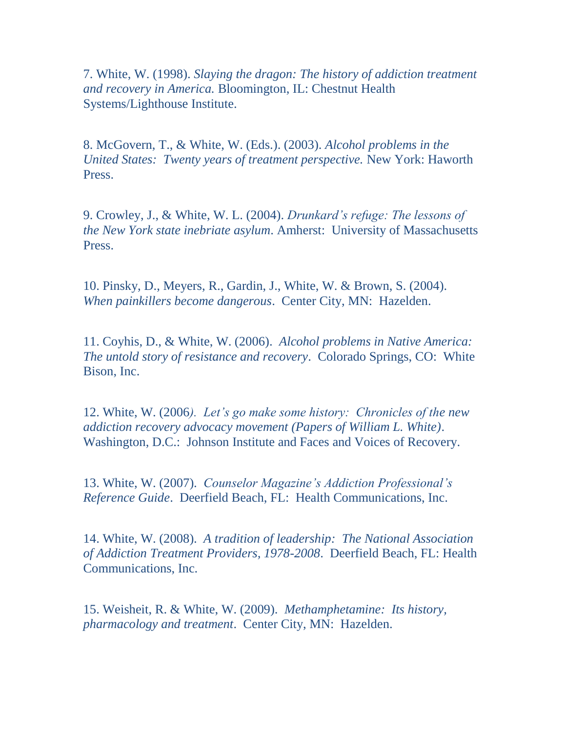7. White, W. (1998). *Slaying the dragon: The history of addiction treatment and recovery in America.* Bloomington, IL: Chestnut Health Systems/Lighthouse Institute.

8. McGovern, T., & White, W. (Eds.). (2003). *Alcohol problems in the United States: Twenty years of treatment perspective.* New York: Haworth Press.

9. Crowley, J., & White, W. L. (2004). *Drunkard's refuge: The lessons of the New York state inebriate asylum*. Amherst: University of Massachusetts Press.

10. Pinsky, D., Meyers, R., Gardin, J., White, W. & Brown, S. (2004). *When painkillers become dangerous*. Center City, MN: Hazelden.

11. Coyhis, D., & White, W. (2006). *Alcohol problems in Native America: The untold story of resistance and recovery*. Colorado Springs, CO: White Bison, Inc.

12. White, W. (2006*). Let's go make some history: Chronicles of the new addiction recovery advocacy movement (Papers of William L. White)*. Washington, D.C.: Johnson Institute and Faces and Voices of Recovery.

13. White, W. (2007). *Counselor Magazine's Addiction Professional's Reference Guide*. Deerfield Beach, FL: Health Communications, Inc.

14. White, W. (2008). *A tradition of leadership: The National Association of Addiction Treatment Providers, 1978-2008*. Deerfield Beach, FL: Health Communications, Inc.

15. Weisheit, R. & White, W. (2009). *Methamphetamine: Its history, pharmacology and treatment*. Center City, MN: Hazelden.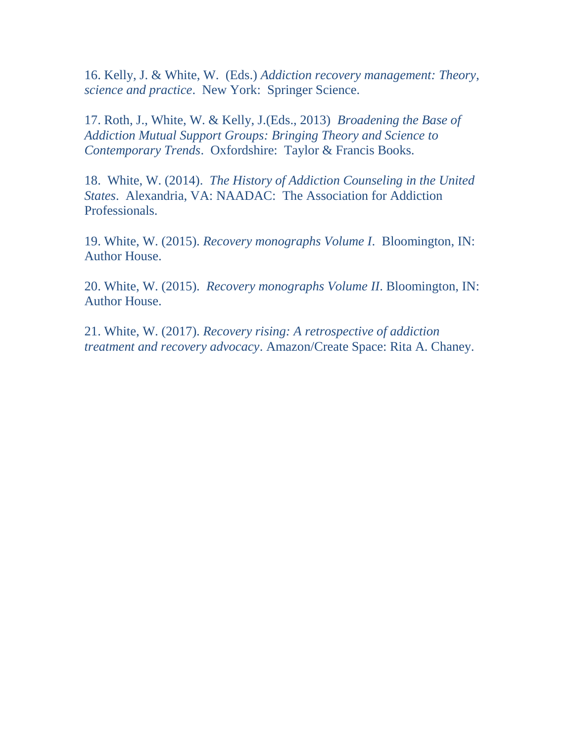16. Kelly, J. & White, W. (Eds.) *Addiction recovery management: Theory, science and practice*. New York: Springer Science.

17. Roth, J., White, W. & Kelly, J.(Eds., 2013) *Broadening the Base of Addiction Mutual Support Groups: Bringing Theory and Science to Contemporary Trends*. Oxfordshire: Taylor & Francis Books.

18. White, W. (2014). *The History of Addiction Counseling in the United States*. Alexandria, VA: NAADAC: The Association for Addiction Professionals.

19. White, W. (2015). *Recovery monographs Volume I*. Bloomington, IN: Author House.

20. White, W. (2015). *Recovery monographs Volume II*. Bloomington, IN: Author House.

21. White, W. (2017). *Recovery rising: A retrospective of addiction treatment and recovery advocacy*. Amazon/Create Space: Rita A. Chaney.